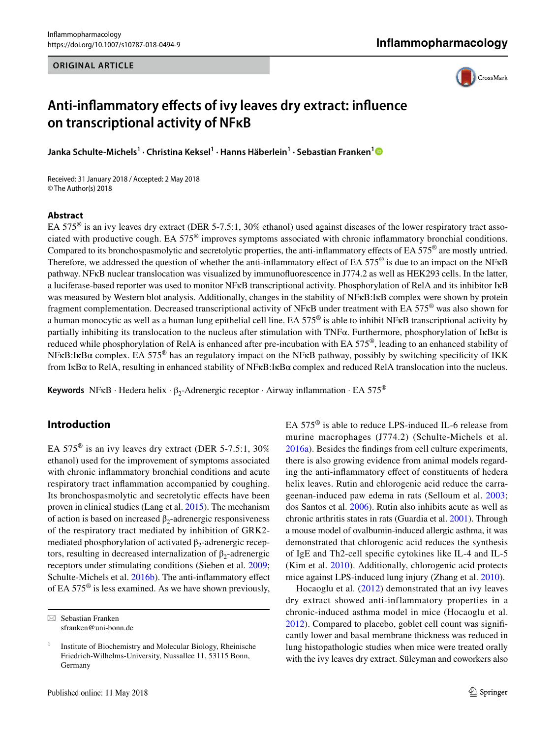ORIGINAL ARTICLE

# Anti-inflammatory effects of ivy leaves dry extract: influence on transcriptional activity of NFκB

**Janka Schulte-Michels[1] · Christina Keksel[1] · Hanns Häberlein[1] · Sebastian Franken[1]**

Received: 31 January 2018 / Accepted: 2 May 2018
© The Author(s) 2018

## Abstract

EA 575® is an ivy leaves dry extract (DER 5-7.5:1, 30% ethanol) used against diseases of the lower respiratory tract associated with productive cough. EA 575® improves symptoms associated with chronic inflammatory bronchial conditions. Compared to its bronchospasmolytic and secretolytic properties, the anti-inflammatory effects of EA 575® are mostly untried. Therefore, we addressed the question of whether the anti-inflammatory effect of EA 575® is due to an impact on the NFκB pathway. NFκB nuclear translocation was visualized by immunofluorescence in J774.2 as well as HEK293 cells. In the latter, a luciferase-based reporter was used to monitor NFκB transcriptional activity. Phosphorylation of RelA and its inhibitor IκB was measured by Western blot analysis. Additionally, changes in the stability of NFκB:IκB complex were shown by protein fragment complementation. Decreased transcriptional activity of NFκB under treatment with EA 575® was also shown for a human monocytic as well as a human lung epithelial cell line. EA 575® is able to inhibit NFκB transcriptional activity by partially inhibiting its translocation to the nucleus after stimulation with TNFα. Furthermore, phosphorylation of IκBα is reduced while phosphorylation of RelA is enhanced after pre-incubation with EA 575®, leading to an enhanced stability of NFκB:IκBα complex. EA 575® has an regulatory impact on the NFκB pathway, possibly by switching specificity of IKK from IκBα to RelA, resulting in enhanced stability of NFκB:IκBα complex and reduced RelA translocation into the nucleus.

**Keywords** NFκB · Hedera helix · $\beta_2$-Adrenergic receptor · Airway inflammation · EA 575®

## Introduction

EA 575® is an ivy leaves dry extract (DER 5-7.5:1, 30% ethanol) used for the improvement of symptoms associated with chronic inflammatory bronchial conditions and acute respiratory tract inflammation accompanied by coughing. Its bronchospasmolytic and secretolytic effects have been proven in clinical studies (Lang et al. 2015). The mechanism of action is based on increased $\beta_2$-adrenergic responsiveness of the respiratory tract mediated by inhibition of GRK2-mediated phosphorylation of activated $\beta_2$-adrenergic receptors, resulting in decreased internalization of $\beta_2$-adrenergic receptors under stimulating conditions (Sieben et al. 2009; Schulte-Michels et al. 2016b). The anti-inflammatory effect of EA 575® is less examined. As we have shown previously, EA 575® is able to reduce LPS-induced IL-6 release from murine macrophages (J774.2) (Schulte-Michels et al. 2016a). Besides the findings from cell culture experiments, there is also growing evidence from animal models regarding the anti-inflammatory effect of constituents of hedera helix leaves. Rutin and chlorogenic acid reduce the carrageenan-induced paw edema in rats (Selloum et al. 2003; dos Santos et al. 2006). Rutin also inhibits acute as well as chronic arthritis states in rats (Guardia et al. 2001). Through a mouse model of ovalbumin-induced allergic asthma, it was demonstrated that chlorogenic acid reduces the synthesis of IgE and Th2-cell specific cytokines like IL-4 and IL-5 (Kim et al. 2010). Additionally, chlorogenic acid protects mice against LPS-induced lung injury (Zhang et al. 2010).

Hocaoglu et al. (2012) demonstrated that an ivy leaves dry extract showed anti-inflammatory properties in a chronic-induced asthma model in mice (Hocaoglu et al. 2012). Compared to placebo, goblet cell count was significantly lower and basal membrane thickness was reduced in lung histopathologic studies when mice were treated orally with the ivy leaves dry extract. Süleyman and coworkers also

---

✉ Sebastian Franken
sfranken@uni-bonn.de

[1] Institute of Biochemistry and Molecular Biology, Rheinische Friedrich-Wilhelms-University, Nussallee 11, 53115 Bonn, Germany

Published online: 11 May 2018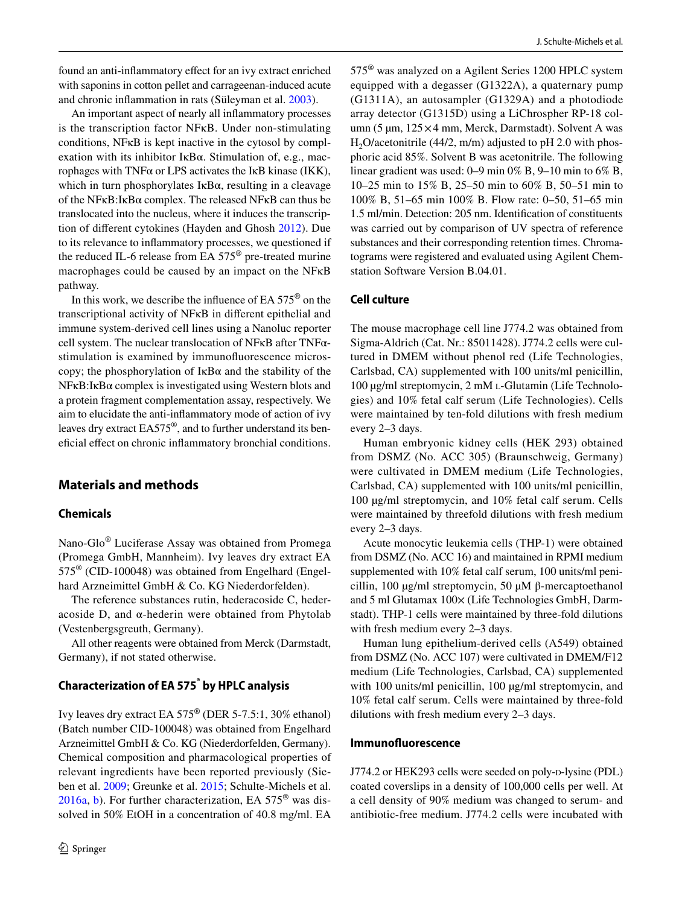found an anti-inflammatory effect for an ivy extract enriched with saponins in cotton pellet and carrageenan-induced acute and chronic inflammation in rats (Süleyman et al. 2003).

An important aspect of nearly all inflammatory processes is the transcription factor NFκB. Under non-stimulating conditions, NFκB is kept inactive in the cytosol by complexation with its inhibitor IκBα. Stimulation of, e.g., macrophages with TNFα or LPS activates the IκB kinase (IKK), which in turn phosphorylates IκBα, resulting in a cleavage of the NFκB:IκBα complex. The released NFκB can thus be translocated into the nucleus, where it induces the transcription of different cytokines (Hayden and Ghosh 2012). Due to its relevance to inflammatory processes, we questioned if the reduced IL-6 release from EA 575® pre-treated murine macrophages could be caused by an impact on the NFκB pathway.

In this work, we describe the influence of EA 575® on the transcriptional activity of NFκB in different epithelial and immune system-derived cell lines using a Nanoluc reporter cell system. The nuclear translocation of NFκB after TNFα-stimulation is examined by immunofluorescence microscopy; the phosphorylation of IκBα and the stability of the NFκB:IκBα complex is investigated using Western blots and a protein fragment complementation assay, respectively. We aim to elucidate the anti-inflammatory mode of action of ivy leaves dry extract EA575®, and to further understand its beneficial effect on chronic inflammatory bronchial conditions.

## Materials and methods

### Chemicals

Nano-Glo® Luciferase Assay was obtained from Promega (Promega GmbH, Mannheim). Ivy leaves dry extract EA 575® (CID-100048) was obtained from Engelhard (Engelhard Arzneimittel GmbH & Co. KG Niederdorfelden).

The reference substances rutin, hederacoside C, hederacoside D, and α-hederin were obtained from Phytolab (Vestenbergsgreuth, Germany).

All other reagents were obtained from Merck (Darmstadt, Germany), if not stated otherwise.

### Characterization of EA 575® by HPLC analysis

Ivy leaves dry extract EA 575® (DER 5-7.5:1, 30% ethanol) (Batch number CID-100048) was obtained from Engelhard Arzneimittel GmbH & Co. KG (Niederdorfelden, Germany). Chemical composition and pharmacological properties of relevant ingredients have been reported previously (Sieben et al. 2009; Greunke et al. 2015; Schulte-Michels et al. 2016a, b). For further characterization, EA 575® was dissolved in 50% EtOH in a concentration of 40.8 mg/ml. EA 575® was analyzed on a Agilent Series 1200 HPLC system equipped with a degasser (G1322A), a quaternary pump (G1311A), an autosampler (G1329A) and a photodiode array detector (G1315D) using a LiChrospher RP-18 column (5 µm, 125×4 mm, Merck, Darmstadt). Solvent A was $H_2O$/acetonitrile (44/2, m/m) adjusted to pH 2.0 with phosphoric acid 85%. Solvent B was acetonitrile. The following linear gradient was used: 0–9 min 0% B, 9–10 min to 6% B, 10–25 min to 15% B, 25–50 min to 60% B, 50–51 min to 100% B, 51–65 min 100% B. Flow rate: 0–50, 51–65 min 1.5 ml/min. Detection: 205 nm. Identification of constituents was carried out by comparison of UV spectra of reference substances and their corresponding retention times. Chromatograms were registered and evaluated using Agilent Chemstation Software Version B.04.01.

### Cell culture

The mouse macrophage cell line J774.2 was obtained from Sigma-Aldrich (Cat. Nr.: 85011428). J774.2 cells were cultured in DMEM without phenol red (Life Technologies, Carlsbad, CA) supplemented with 100 units/ml penicillin, 100 µg/ml streptomycin, 2 mM L-Glutamin (Life Technologies) and 10% fetal calf serum (Life Technologies). Cells were maintained by ten-fold dilutions with fresh medium every 2–3 days.

Human embryonic kidney cells (HEK 293) obtained from DSMZ (No. ACC 305) (Braunschweig, Germany) were cultivated in DMEM medium (Life Technologies, Carlsbad, CA) supplemented with 100 units/ml penicillin, 100 µg/ml streptomycin, and 10% fetal calf serum. Cells were maintained by threefold dilutions with fresh medium every 2–3 days.

Acute monocytic leukemia cells (THP-1) were obtained from DSMZ (No. ACC 16) and maintained in RPMI medium supplemented with 10% fetal calf serum, 100 units/ml penicillin, 100 µg/ml streptomycin, 50 µM β-mercaptoethanol and 5 ml Glutamax 100× (Life Technologies GmbH, Darmstadt). THP-1 cells were maintained by three-fold dilutions with fresh medium every 2–3 days.

Human lung epithelium-derived cells (A549) obtained from DSMZ (No. ACC 107) were cultivated in DMEM/F12 medium (Life Technologies, Carlsbad, CA) supplemented with 100 units/ml penicillin, 100 µg/ml streptomycin, and 10% fetal calf serum. Cells were maintained by three-fold dilutions with fresh medium every 2–3 days.

### Immunofluorescence

J774.2 or HEK293 cells were seeded on poly-D-lysine (PDL) coated coverslips in a density of 100,000 cells per well. At a cell density of 90% medium was changed to serum- and antibiotic-free medium. J774.2 cells were incubated with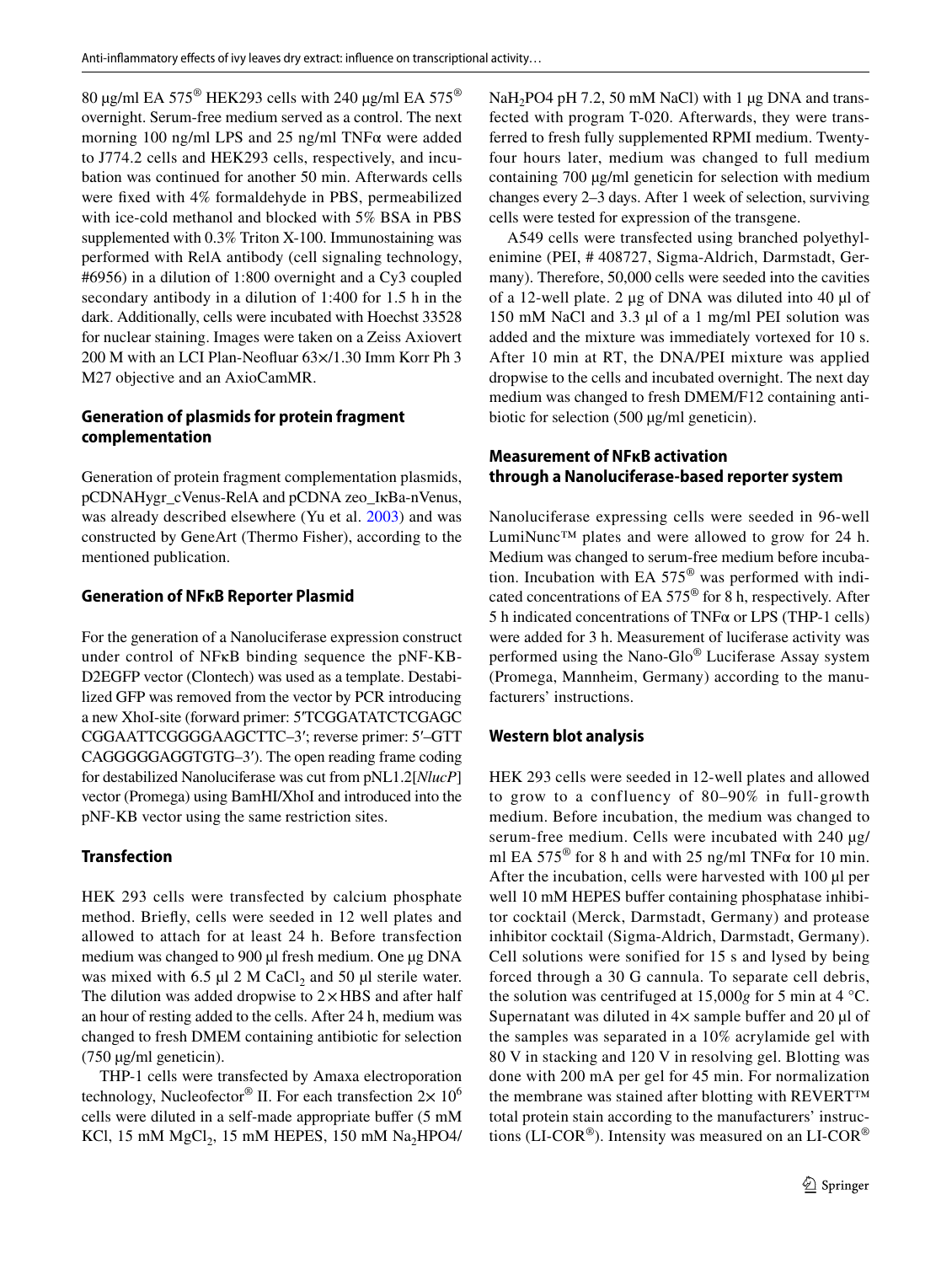80 μg/ml EA 575® HEK293 cells with 240 μg/ml EA 575® overnight. Serum-free medium served as a control. The next morning 100 ng/ml LPS and 25 ng/ml TNFα were added to J774.2 cells and HEK293 cells, respectively, and incubation was continued for another 50 min. Afterwards cells were fixed with 4% formaldehyde in PBS, permeabilized with ice-cold methanol and blocked with 5% BSA in PBS supplemented with 0.3% Triton X-100. Immunostaining was performed with RelA antibody (cell signaling technology, #6956) in a dilution of 1:800 overnight and a Cy3 coupled secondary antibody in a dilution of 1:400 for 1.5 h in the dark. Additionally, cells were incubated with Hoechst 33528 for nuclear staining. Images were taken on a Zeiss Axiovert 200 M with an LCI Plan-Neofluar 63×/1.30 Imm Korr Ph 3 M27 objective and an AxioCamMR.

### Generation of plasmids for protein fragment complementation

Generation of protein fragment complementation plasmids, pCDNAHygr_cVenus-RelA and pCDNA zeo_IκBa-nVenus, was already described elsewhere (Yu et al. 2003) and was constructed by GeneArt (Thermo Fisher), according to the mentioned publication.

### Generation of NFκB Reporter Plasmid

For the generation of a Nanoluciferase expression construct under control of NFκB binding sequence the pNF-KB-D2EGFP vector (Clontech) was used as a template. Destabilized GFP was removed from the vector by PCR introducing a new XhoI-site (forward primer: 5′TCGGATATCTCGAGCCGGAATTCGGGGAAGCTTC–3′; reverse primer: 5′–GTTCAGGGGGAGGTGTG–3′). The open reading frame coding for destabilized Nanoluciferase was cut from pNL1.2[*NlucP*] vector (Promega) using BamHI/XhoI and introduced into the pNF-KB vector using the same restriction sites.

### Transfection

HEK 293 cells were transfected by calcium phosphate method. Briefly, cells were seeded in 12 well plates and allowed to attach for at least 24 h. Before transfection medium was changed to 900 μl fresh medium. One μg DNA was mixed with 6.5 μl 2 M $CaCl_2$ and 50 μl sterile water. The dilution was added dropwise to 2×HBS and after half an hour of resting added to the cells. After 24 h, medium was changed to fresh DMEM containing antibiotic for selection (750 μg/ml geneticin).

THP-1 cells were transfected by Amaxa electroporation technology, Nucleofector® II. For each transfection $2\times 10^6$ cells were diluted in a self-made appropriate buffer (5 mM KCl, 15 mM $MgCl_2$, 15 mM HEPES, 150 mM $Na_2HPO4$/ $NaH_2PO4$ pH 7.2, 50 mM NaCl) with 1 μg DNA and transfected with program T-020. Afterwards, they were transferred to fresh fully supplemented RPMI medium. Twenty-four hours later, medium was changed to full medium containing 700 μg/ml geneticin for selection with medium changes every 2–3 days. After 1 week of selection, surviving cells were tested for expression of the transgene.

A549 cells were transfected using branched polyethylenimine (PEI, # 408727, Sigma-Aldrich, Darmstadt, Germany). Therefore, 50,000 cells were seeded into the cavities of a 12-well plate. 2 μg of DNA was diluted into 40 μl of 150 mM NaCl and 3.3 μl of a 1 mg/ml PEI solution was added and the mixture was immediately vortexed for 10 s. After 10 min at RT, the DNA/PEI mixture was applied dropwise to the cells and incubated overnight. The next day medium was changed to fresh DMEM/F12 containing antibiotic for selection (500 μg/ml geneticin).

### Measurement of NFκB activation through a Nanoluciferase-based reporter system

Nanoluciferase expressing cells were seeded in 96-well LumiNunc™ plates and were allowed to grow for 24 h. Medium was changed to serum-free medium before incubation. Incubation with EA 575® was performed with indicated concentrations of EA 575® for 8 h, respectively. After 5 h indicated concentrations of TNFα or LPS (THP-1 cells) were added for 3 h. Measurement of luciferase activity was performed using the Nano-Glo® Luciferase Assay system (Promega, Mannheim, Germany) according to the manufacturers' instructions.

### Western blot analysis

HEK 293 cells were seeded in 12-well plates and allowed to grow to a confluency of 80–90% in full-growth medium. Before incubation, the medium was changed to serum-free medium. Cells were incubated with 240 μg/ml EA 575® for 8 h and with 25 ng/ml TNFα for 10 min. After the incubation, cells were harvested with 100 μl per well 10 mM HEPES buffer containing phosphatase inhibitor cocktail (Merck, Darmstadt, Germany) and protease inhibitor cocktail (Sigma-Aldrich, Darmstadt, Germany). Cell solutions were sonified for 15 s and lysed by being forced through a 30 G cannula. To separate cell debris, the solution was centrifuged at 15,000*g* for 5 min at 4 °C. Supernatant was diluted in 4× sample buffer and 20 μl of the samples was separated in a 10% acrylamide gel with 80 V in stacking and 120 V in resolving gel. Blotting was done with 200 mA per gel for 45 min. For normalization the membrane was stained after blotting with REVERT™ total protein stain according to the manufacturers' instructions (LI-COR®). Intensity was measured on an LI-COR®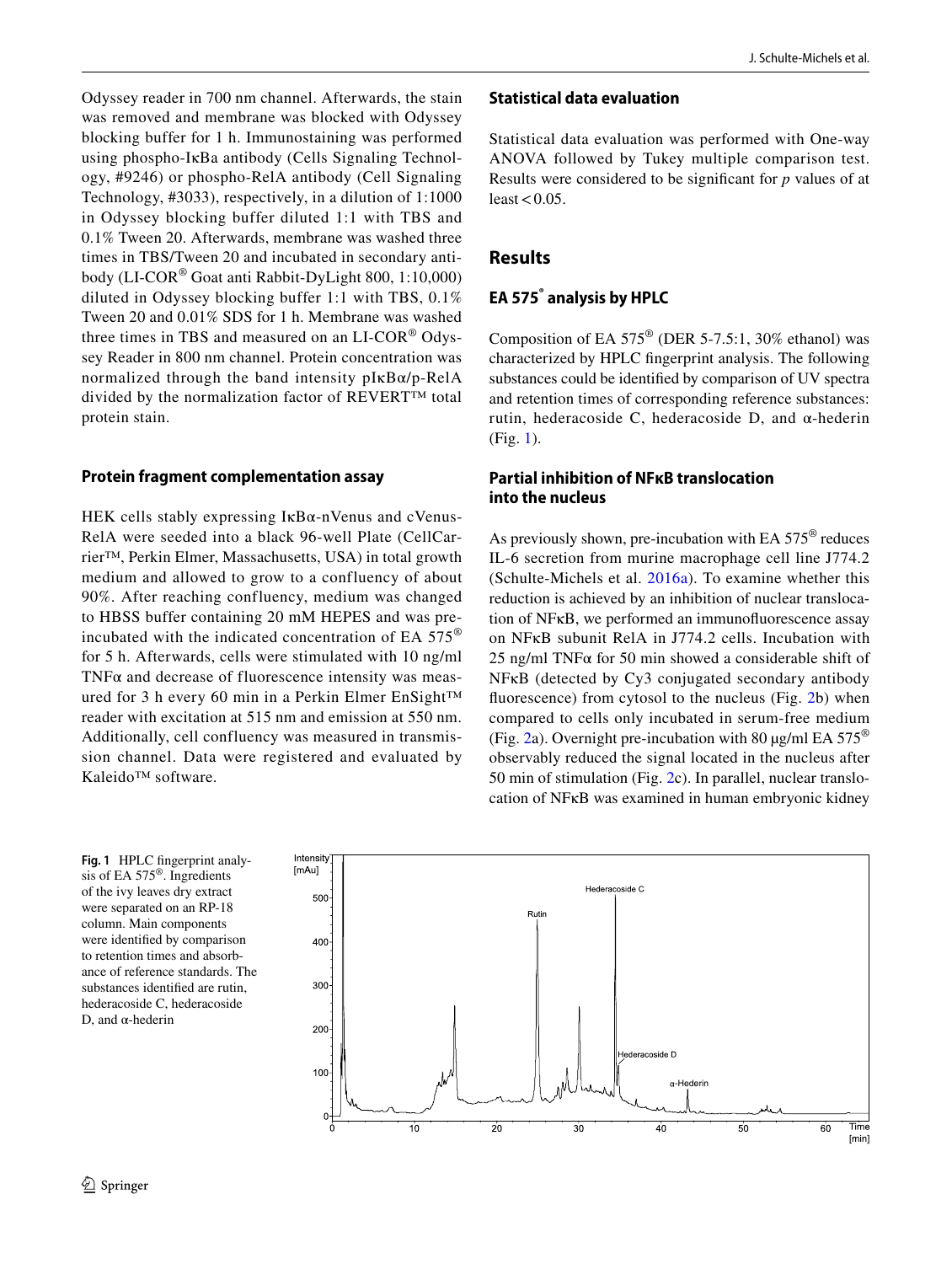Odyssey reader in 700 nm channel. Afterwards, the stain was removed and membrane was blocked with Odyssey blocking buffer for 1 h. Immunostaining was performed using phospho-IκBa antibody (Cells Signaling Technology, #9246) or phospho-RelA antibody (Cell Signaling Technology, #3033), respectively, in a dilution of 1:1000 in Odyssey blocking buffer diluted 1:1 with TBS and 0.1% Tween 20. Afterwards, membrane was washed three times in TBS/Tween 20 and incubated in secondary antibody (LI-COR® Goat anti Rabbit-DyLight 800, 1:10,000) diluted in Odyssey blocking buffer 1:1 with TBS, 0.1% Tween 20 and 0.01% SDS for 1 h. Membrane was washed three times in TBS and measured on an LI-COR® Odyssey Reader in 800 nm channel. Protein concentration was normalized through the band intensity pIκBα/p-RelA divided by the normalization factor of REVERT™ total protein stain.

### Protein fragment complementation assay

HEK cells stably expressing IκBα-nVenus and cVenus-RelA were seeded into a black 96-well Plate (CellCarrier™, Perkin Elmer, Massachusetts, USA) in total growth medium and allowed to grow to a confluency of about 90%. After reaching confluency, medium was changed to HBSS buffer containing 20 mM HEPES and was pre-incubated with the indicated concentration of EA 575® for 5 h. Afterwards, cells were stimulated with 10 ng/ml TNFα and decrease of fluorescence intensity was measured for 3 h every 60 min in a Perkin Elmer EnSight™ reader with excitation at 515 nm and emission at 550 nm. Additionally, cell confluency was measured in transmission channel. Data were registered and evaluated by Kaleido™ software.

### Statistical data evaluation

Statistical data evaluation was performed with One-way ANOVA followed by Tukey multiple comparison test. Results were considered to be significant for *p* values of at least $< 0.05$.

## Results

### EA 575® analysis by HPLC

Composition of EA 575® (DER 5-7.5:1, 30% ethanol) was characterized by HPLC fingerprint analysis. The following substances could be identified by comparison of UV spectra and retention times of corresponding reference substances: rutin, hederacoside C, hederacoside D, and α-hederin (Fig. 1).

### Partial inhibition of NFκB translocation into the nucleus

As previously shown, pre-incubation with EA 575® reduces IL-6 secretion from murine macrophage cell line J774.2 (Schulte-Michels et al. 2016a). To examine whether this reduction is achieved by an inhibition of nuclear translocation of NFκB, we performed an immunofluorescence assay on NFκB subunit RelA in J774.2 cells. Incubation with 25 ng/ml TNFα for 50 min showed a considerable shift of NFκB (detected by Cy3 conjugated secondary antibody fluorescence) from cytosol to the nucleus (Fig. 2b) when compared to cells only incubated in serum-free medium (Fig. 2a). Overnight pre-incubation with 80 µg/ml EA 575® observably reduced the signal located in the nucleus after 50 min of stimulation (Fig. 2c). In parallel, nuclear translocation of NFκB was examined in human embryonic kidney

**Fig. 1** HPLC fingerprint analysis of EA 575®. Ingredients of the ivy leaves dry extract were separated on an RP-18 column. Main components were identified by comparison to retention times and absorbance of reference standards. The substances identified are rutin, hederacoside C, hederacoside D, and α-hederin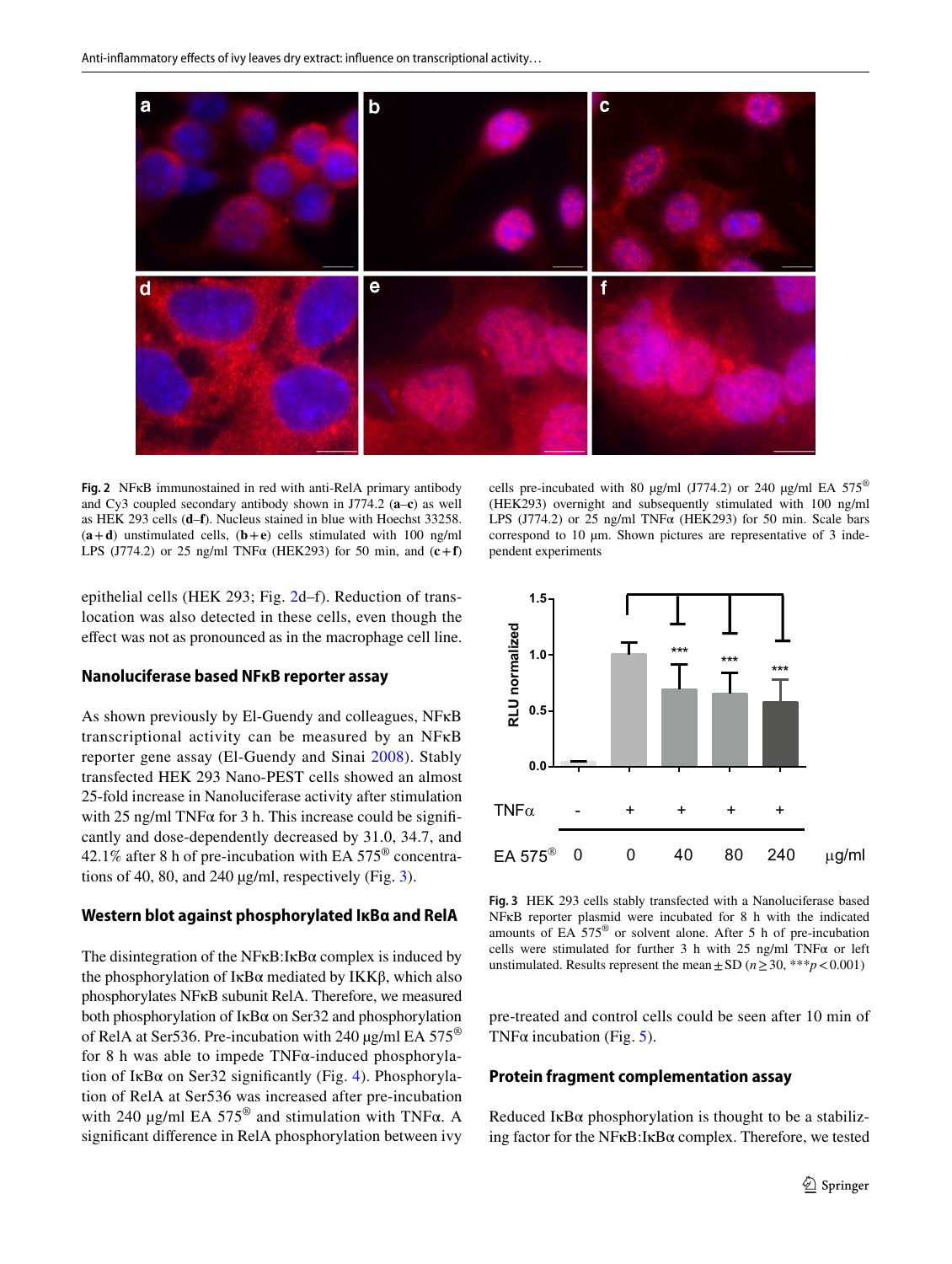**Fig. 2** NFκB immunostained in red with anti-RelA primary antibody and Cy3 coupled secondary antibody shown in J774.2 (**a**–**c**) as well as HEK 293 cells (**d**–**f**). Nucleus stained in blue with Hoechst 33258. (**a + d**) unstimulated cells, (**b + e**) cells stimulated with 100 ng/ml LPS (J774.2) or 25 ng/ml TNFα (HEK293) for 50 min, and (**c + f**) cells pre-incubated with 80 µg/ml (J774.2) or 240 µg/ml EA 575® (HEK293) overnight and subsequently stimulated with 100 ng/ml LPS (J774.2) or 25 ng/ml TNFα (HEK293) for 50 min. Scale bars correspond to 10 µm. Shown pictures are representative of 3 independent experiments

epithelial cells (HEK 293; Fig. 2d–f). Reduction of translocation was also detected in these cells, even though the effect was not as pronounced as in the macrophage cell line.

## Nanoluciferase based NFκB reporter assay

As shown previously by El-Guendy and colleagues, NFκB transcriptional activity can be measured by an NFκB reporter gene assay (El-Guendy and Sinai 2008). Stably transfected HEK 293 Nano-PEST cells showed an almost 25-fold increase in Nanoluciferase activity after stimulation with 25 ng/ml TNFα for 3 h. This increase could be significantly and dose-dependently decreased by 31.0, 34.7, and 42.1% after 8 h of pre-incubation with EA 575® concentrations of 40, 80, and 240 µg/ml, respectively (Fig. 3).

**Fig. 3** HEK 293 cells stably transfected with a Nanoluciferase based NFκB reporter plasmid were incubated for 8 h with the indicated amounts of EA 575® or solvent alone. After 5 h of pre-incubation cells were stimulated for further 3 h with 25 ng/ml TNFα or left unstimulated. Results represent the mean ± SD ($n \geq 30$, ***$p < 0.001$)

## Western blot against phosphorylated IκBα and RelA

The disintegration of the NFκB:IκBα complex is induced by the phosphorylation of IκBα mediated by IKKβ, which also phosphorylates NFκB subunit RelA. Therefore, we measured both phosphorylation of IκBα on Ser32 and phosphorylation of RelA at Ser536. Pre-incubation with 240 µg/ml EA 575® for 8 h was able to impede TNFα-induced phosphorylation of IκBα on Ser32 significantly (Fig. 4). Phosphorylation of RelA at Ser536 was increased after pre-incubation with 240 µg/ml EA 575® and stimulation with TNFα. A significant difference in RelA phosphorylation between ivy pre-treated and control cells could be seen after 10 min of TNFα incubation (Fig. 5).

## Protein fragment complementation assay

Reduced IκBα phosphorylation is thought to be a stabilizing factor for the NFκB:IκBα complex. Therefore, we tested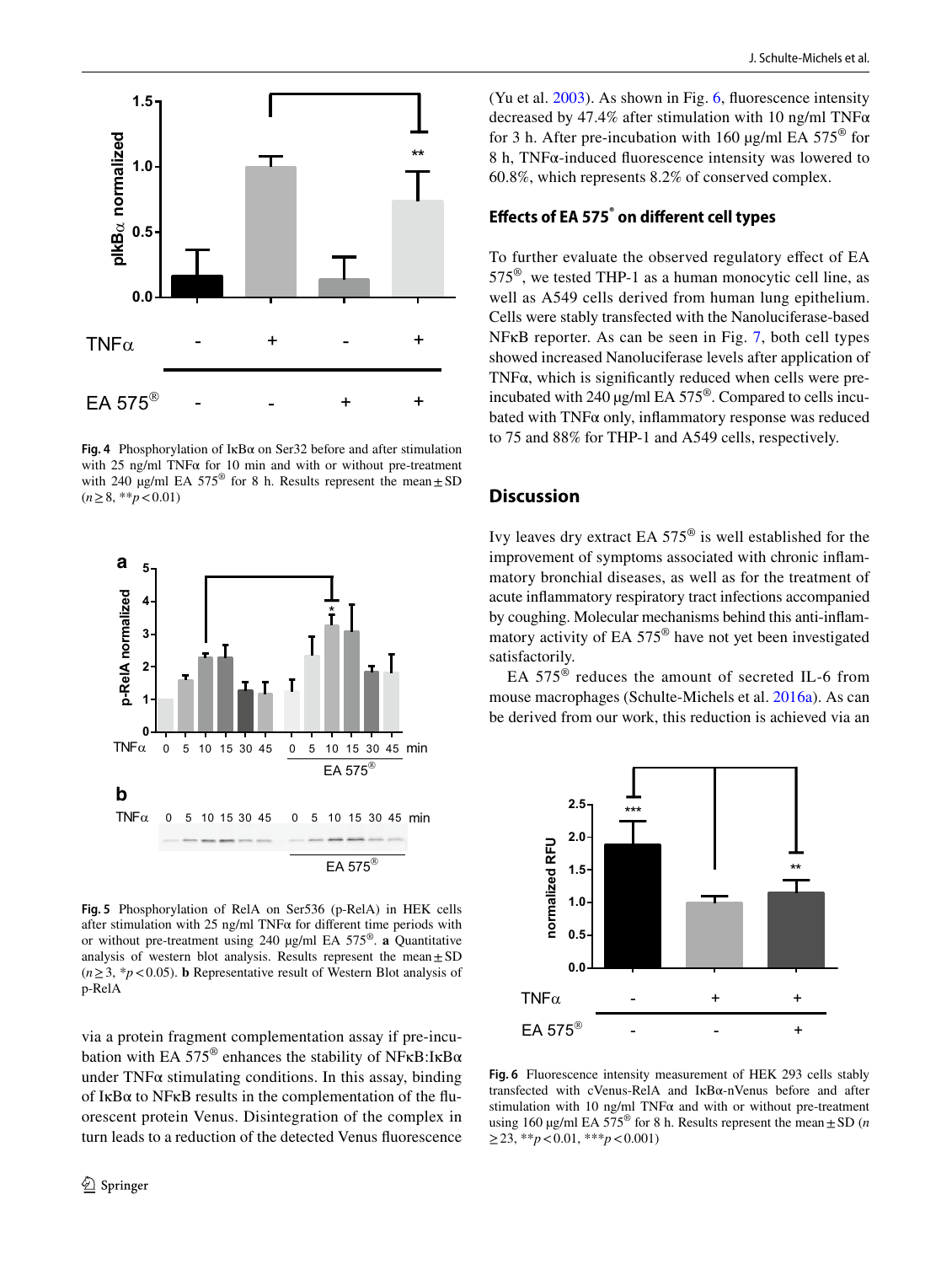Fig. 4 Phosphorylation of IκBα on Ser32 before and after stimulation with 25 ng/ml TNFα for 10 min and with or without pre-treatment with 240 µg/ml EA 575® for 8 h. Results represent the mean ± SD ($n \geq 8$, ** $p < 0.01$)

Fig. 5 Phosphorylation of RelA on Ser536 (p-RelA) in HEK cells after stimulation with 25 ng/ml TNFα for different time periods with or without pre-treatment using 240 µg/ml EA 575®. **a** Quantitative analysis of western blot analysis. Results represent the mean ± SD ($n \geq 3$, * $p < 0.05$). **b** Representative result of Western Blot analysis of p-RelA

via a protein fragment complementation assay if pre-incubation with EA 575® enhances the stability of NFκB:IκBα under TNFα stimulating conditions. In this assay, binding of IκBα to NFκB results in the complementation of the fluorescent protein Venus. Disintegration of the complex in turn leads to a reduction of the detected Venus fluorescence (Yu et al. 2003). As shown in Fig. 6, fluorescence intensity decreased by 47.4% after stimulation with 10 ng/ml TNFα for 3 h. After pre-incubation with 160 µg/ml EA 575® for 8 h, TNFα-induced fluorescence intensity was lowered to 60.8%, which represents 8.2% of conserved complex.

### Effects of EA 575® on different cell types

To further evaluate the observed regulatory effect of EA 575®, we tested THP-1 as a human monocytic cell line, as well as A549 cells derived from human lung epithelium. Cells were stably transfected with the Nanoluciferase-based NFκB reporter. As can be seen in Fig. 7, both cell types showed increased Nanoluciferase levels after application of TNFα, which is significantly reduced when cells were pre-incubated with 240 µg/ml EA 575®. Compared to cells incubated with TNFα only, inflammatory response was reduced to 75 and 88% for THP-1 and A549 cells, respectively.

## Discussion

Ivy leaves dry extract EA 575® is well established for the improvement of symptoms associated with chronic inflammatory bronchial diseases, as well as for the treatment of acute inflammatory respiratory tract infections accompanied by coughing. Molecular mechanisms behind this anti-inflammatory activity of EA 575® have not yet been investigated satisfactorily.

EA 575® reduces the amount of secreted IL-6 from mouse macrophages (Schulte-Michels et al. 2016a). As can be derived from our work, this reduction is achieved via an

Fig. 6 Fluorescence intensity measurement of HEK 293 cells stably transfected with cVenus-RelA and IκBα-nVenus before and after stimulation with 10 ng/ml TNFα and with or without pre-treatment using 160 µg/ml EA 575® for 8 h. Results represent the mean ± SD ($n \geq 23$, ** $p < 0.01$, *** $p < 0.001$)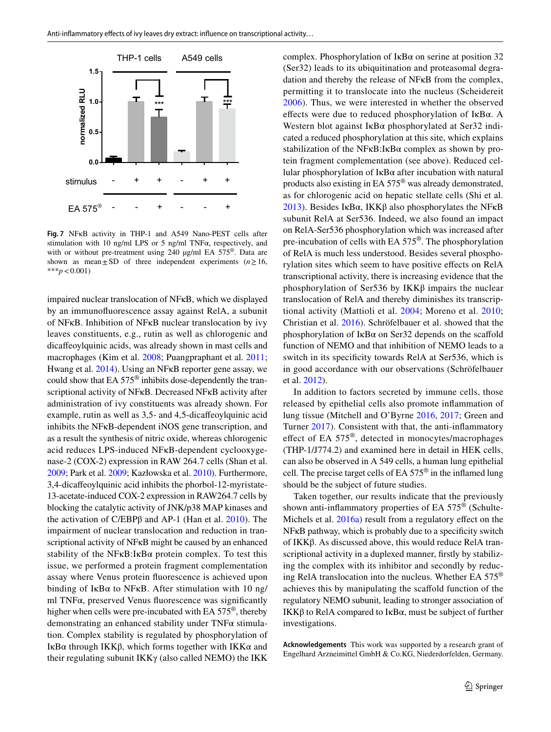Fig. 7 NFκB activity in THP-1 and A549 Nano-PEST cells after stimulation with 10 ng/ml LPS or 5 ng/ml TNFα, respectively, and with or without pre-treatment using 240 µg/ml EA 575®. Data are shown as mean ± SD of three independent experiments ($n \geq 16$, $^{***}p < 0.001$)

impaired nuclear translocation of NFκB, which we displayed by an immunofluorescence assay against RelA, a subunit of NFκB. Inhibition of NFκB nuclear translocation by ivy leaves constituents, e.g., rutin as well as chlorogenic and dicaffeoylquinic acids, was already shown in mast cells and macrophages (Kim et al. 2008; Puangpraphant et al. 2011; Hwang et al. 2014). Using an NFκB reporter gene assay, we could show that EA 575® inhibits dose-dependently the transcriptional activity of NFκB. Decreased NFκB activity after administration of ivy constituents was already shown. For example, rutin as well as 3,5- and 4,5-dicaffeoylquinic acid inhibits the NFκB-dependent iNOS gene transcription, and as a result the synthesis of nitric oxide, whereas chlorogenic acid reduces LPS-induced NFκB-dependent cyclooxygenase-2 (COX-2) expression in RAW 264.7 cells (Shan et al. 2009; Park et al. 2009; Kazłowska et al. 2010). Furthermore, 3,4-dicaffeoylquinic acid inhibits the phorbol-12-myristate-13-acetate-induced COX-2 expression in RAW264.7 cells by blocking the catalytic activity of JNK/p38 MAP kinases and the activation of C/EBPβ and AP-1 (Han et al. 2010). The impairment of nuclear translocation and reduction in transcriptional activity of NFκB might be caused by an enhanced stability of the NFκB:IκBα protein complex. To test this issue, we performed a protein fragment complementation assay where Venus protein fluorescence is achieved upon binding of IκBα to NFκB. After stimulation with 10 ng/ml TNFα, preserved Venus fluorescence was significantly higher when cells were pre-incubated with EA 575®, thereby demonstrating an enhanced stability under TNFα stimulation. Complex stability is regulated by phosphorylation of IκBα through IKKβ, which forms together with IKKα and their regulating subunit IKKγ (also called NEMO) the IKK complex. Phosphorylation of IκBα on serine at position 32 (Ser32) leads to its ubiquitination and proteasomal degradation and thereby the release of NFκB from the complex, permitting it to translocate into the nucleus (Scheidereit 2006). Thus, we were interested in whether the observed effects were due to reduced phosphorylation of IκBα. A Western blot against IκBα phosphorylated at Ser32 indicated a reduced phosphorylation at this site, which explains stabilization of the NFκB:IκBα complex as shown by protein fragment complementation (see above). Reduced cellular phosphorylation of IκBα after incubation with natural products also existing in EA 575® was already demonstrated, as for chlorogenic acid on hepatic stellate cells (Shi et al. 2013). Besides IκBα, IKKβ also phosphorylates the NFκB subunit RelA at Ser536. Indeed, we also found an impact on RelA-Ser536 phosphorylation which was increased after pre-incubation of cells with EA 575®. The phosphorylation of RelA is much less understood. Besides several phosphorylation sites which seem to have positive effects on RelA transcriptional activity, there is increasing evidence that the phosphorylation of Ser536 by IKKβ impairs the nuclear translocation of RelA and thereby diminishes its transcriptional activity (Mattioli et al. 2004; Moreno et al. 2010; Christian et al. 2016). Schröfelbauer et al. showed that the phosphorylation of IκBα on Ser32 depends on the scaffold function of NEMO and that inhibition of NEMO leads to a switch in its specificity towards RelA at Ser536, which is in good accordance with our observations (Schröfelbauer et al. 2012).

In addition to factors secreted by immune cells, those released by epithelial cells also promote inflammation of lung tissue (Mitchell and O'Byrne 2016, 2017; Green and Turner 2017). Consistent with that, the anti-inflammatory effect of EA 575®, detected in monocytes/macrophages (THP-1/J774.2) and examined here in detail in HEK cells, can also be observed in A 549 cells, a human lung epithelial cell. The precise target cells of EA 575® in the inflamed lung should be the subject of future studies.

Taken together, our results indicate that the previously shown anti-inflammatory properties of EA 575® (Schulte-Michels et al. 2016a) result from a regulatory effect on the NFκB pathway, which is probably due to a specificity switch of IKKβ. As discussed above, this would reduce RelA transcriptional activity in a duplexed manner, firstly by stabilizing the complex with its inhibitor and secondly by reducing RelA translocation into the nucleus. Whether EA 575® achieves this by manipulating the scaffold function of the regulatory NEMO subunit, leading to stronger association of IKKβ to RelA compared to IκBα, must be subject of further investigations.

**Acknowledgements** This work was supported by a research grant of Engelhard Arzneimittel GmbH & Co.KG, Niederdorfelden, Germany.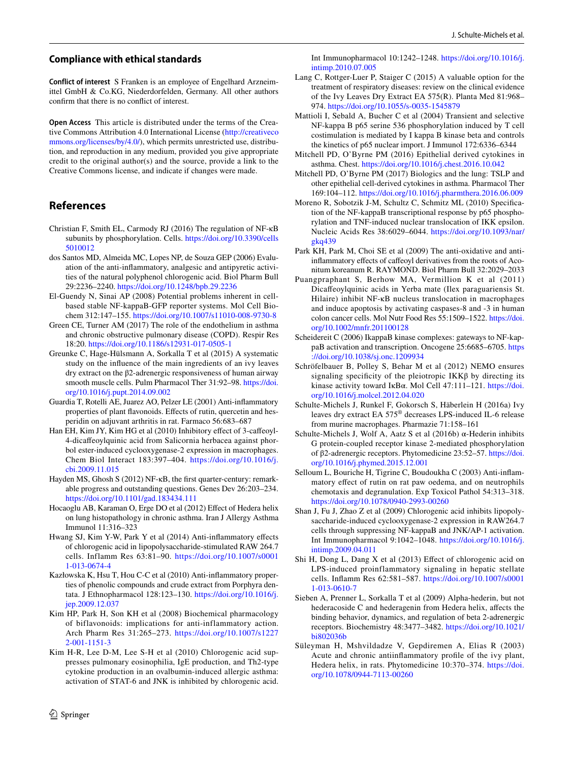## Compliance with ethical standards

**Conflict of interest** S Franken is an employee of Engelhard Arzneimittel GmbH & Co.KG, Niederdorfelden, Germany. All other authors confirm that there is no conflict of interest.

**Open Access** This article is distributed under the terms of the Creative Commons Attribution 4.0 International License (http://creativecommons.org/licenses/by/4.0/), which permits unrestricted use, distribution, and reproduction in any medium, provided you give appropriate credit to the original author(s) and the source, provide a link to the Creative Commons license, and indicate if changes were made.

## References

Christian F, Smith EL, Carmody RJ (2016) The regulation of NF-κB subunits by phosphorylation. Cells. https://doi.org/10.3390/cells5010012

dos Santos MD, Almeida MC, Lopes NP, de Souza GEP (2006) Evaluation of the anti-inflammatory, analgesic and antipyretic activities of the natural polyphenol chlorogenic acid. Biol Pharm Bull 29:2236–2240. https://doi.org/10.1248/bpb.29.2236

El-Guendy N, Sinai AP (2008) Potential problems inherent in cell-based stable NF-kappaB-GFP reporter systems. Mol Cell Biochem 312:147–155. https://doi.org/10.1007/s11010-008-9730-8

Green CE, Turner AM (2017) The role of the endothelium in asthma and chronic obstructive pulmonary disease (COPD). Respir Res 18:20. https://doi.org/10.1186/s12931-017-0505-1

Greunke C, Hage-Hülsmann A, Sorkalla T et al (2015) A systematic study on the influence of the main ingredients of an ivy leaves dry extract on the β2-adrenergic responsiveness of human airway smooth muscle cells. Pulm Pharmacol Ther 31:92–98. https://doi.org/10.1016/j.pupt.2014.09.002

Guardia T, Rotelli AE, Juarez AO, Pelzer LE (2001) Anti-inflammatory properties of plant flavonoids. Effects of rutin, quercetin and hesperidin on adjuvant arthritis in rat. Farmaco 56:683–687

Han EH, Kim JY, Kim HG et al (2010) Inhibitory effect of 3-caffeoyl-4-dicaffeoylquinic acid from Salicornia herbacea against phorbol ester-induced cyclooxygenase-2 expression in macrophages. Chem Biol Interact 183:397–404. https://doi.org/10.1016/j.cbi.2009.11.015

Hayden MS, Ghosh S (2012) NF-κB, the first quarter-century: remarkable progress and outstanding questions. Genes Dev 26:203–234. https://doi.org/10.1101/gad.183434.111

Hocaoglu AB, Karaman O, Erge DO et al (2012) Effect of Hedera helix on lung histopathology in chronic asthma. Iran J Allergy Asthma Immunol 11:316–323

Hwang SJ, Kim Y-W, Park Y et al (2014) Anti-inflammatory effects of chlorogenic acid in lipopolysaccharide-stimulated RAW 264.7 cells. Inflamm Res 63:81–90. https://doi.org/10.1007/s00011-013-0674-4

Kazłowska K, Hsu T, Hou C-C et al (2010) Anti-inflammatory properties of phenolic compounds and crude extract from Porphyra dentata. J Ethnopharmacol 128:123–130. https://doi.org/10.1016/j.jep.2009.12.037

Kim HP, Park H, Son KH et al (2008) Biochemical pharmacology of biflavonoids: implications for anti-inflammatory action. Arch Pharm Res 31:265–273. https://doi.org/10.1007/s12272-001-1151-3

Kim H-R, Lee D-M, Lee S-H et al (2010) Chlorogenic acid suppresses pulmonary eosinophilia, IgE production, and Th2-type cytokine production in an ovalbumin-induced allergic asthma: activation of STAT-6 and JNK is inhibited by chlorogenic acid. Int Immunopharmacol 10:1242–1248. https://doi.org/10.1016/j.intimp.2010.07.005

Lang C, Rottger-Luer P, Staiger C (2015) A valuable option for the treatment of respiratory diseases: review on the clinical evidence of the Ivy Leaves Dry Extract EA 575(R). Planta Med 81:968–974. https://doi.org/10.1055/s-0035-1545879

Mattioli I, Sebald A, Bucher C et al (2004) Transient and selective NF-kappa B p65 serine 536 phosphorylation induced by T cell costimulation is mediated by I kappa B kinase beta and controls the kinetics of p65 nuclear import. J Immunol 172:6336–6344

Mitchell PD, O'Byrne PM (2016) Epithelial derived cytokines in asthma. Chest. https://doi.org/10.1016/j.chest.2016.10.042

Mitchell PD, O'Byrne PM (2017) Biologics and the lung: TSLP and other epithelial cell-derived cytokines in asthma. Pharmacol Ther 169:104–112. https://doi.org/10.1016/j.pharmthera.2016.06.009

Moreno R, Sobotzik J-M, Schultz C, Schmitz ML (2010) Specification of the NF-kappaB transcriptional response by p65 phosphorylation and TNF-induced nuclear translocation of IKK epsilon. Nucleic Acids Res 38:6029–6044. https://doi.org/10.1093/nar/gkq439

Park KH, Park M, Choi SE et al (2009) The anti-oxidative and anti-inflammatory effects of caffeoyl derivatives from the roots of Aconitum koreanum R. RAYMOND. Biol Pharm Bull 32:2029–2033

Puangpraphant S, Berhow MA, Vermillion K et al (2011) Dicaffeoylquinic acids in Yerba mate (Ilex paraguariensis St. Hilaire) inhibit NF-κB nucleus translocation in macrophages and induce apoptosis by activating caspases-8 and -3 in human colon cancer cells. Mol Nutr Food Res 55:1509–1522. https://doi.org/10.1002/mnfr.201100128

Scheidereit C (2006) IkappaB kinase complexes: gateways to NF-kappaB activation and transcription. Oncogene 25:6685–6705. https://doi.org/10.1038/sj.onc.1209934

Schröfelbauer B, Polley S, Behar M et al (2012) NEMO ensures signaling specificity of the pleiotropic IKKβ by directing its kinase activity toward IκBα. Mol Cell 47:111–121. https://doi.org/10.1016/j.molcel.2012.04.020

Schulte-Michels J, Runkel F, Gokorsch S, Häberlein H (2016a) Ivy leaves dry extract EA 575® decreases LPS-induced IL-6 release from murine macrophages. Pharmazie 71:158–161

Schulte-Michels J, Wolf A, Aatz S et al (2016b) α-Hederin inhibits G protein-coupled receptor kinase 2-mediated phosphorylation of β2-adrenergic receptors. Phytomedicine 23:52–57. https://doi.org/10.1016/j.phymed.2015.12.001

Selloum L, Bouriche H, Tigrine C, Boudoukha C (2003) Anti-inflammatory effect of rutin on rat paw oedema, and on neutrophils chemotaxis and degranulation. Exp Toxicol Pathol 54:313–318. https://doi.org/10.1078/0940-2993-00260

Shan J, Fu J, Zhao Z et al (2009) Chlorogenic acid inhibits lipopolysaccharide-induced cyclooxygenase-2 expression in RAW264.7 cells through suppressing NF-kappaB and JNK/AP-1 activation. Int Immunopharmacol 9:1042–1048. https://doi.org/10.1016/j.intimp.2009.04.011

Shi H, Dong L, Dang X et al (2013) Effect of chlorogenic acid on LPS-induced proinflammatory signaling in hepatic stellate cells. Inflamm Res 62:581–587. https://doi.org/10.1007/s00011-013-0610-7

Sieben A, Prenner L, Sorkalla T et al (2009) Alpha-hederin, but not hederacoside C and hederagenin from Hedera helix, affects the binding behavior, dynamics, and regulation of beta 2-adrenergic receptors. Biochemistry 48:3477–3482. https://doi.org/10.1021/bi802036b

Süleyman H, Mshvildadze V, Gepdiremen A, Elias R (2003) Acute and chronic antiinflammatory profile of the ivy plant, Hedera helix, in rats. Phytomedicine 10:370–374. https://doi.org/10.1078/0944-7113-00260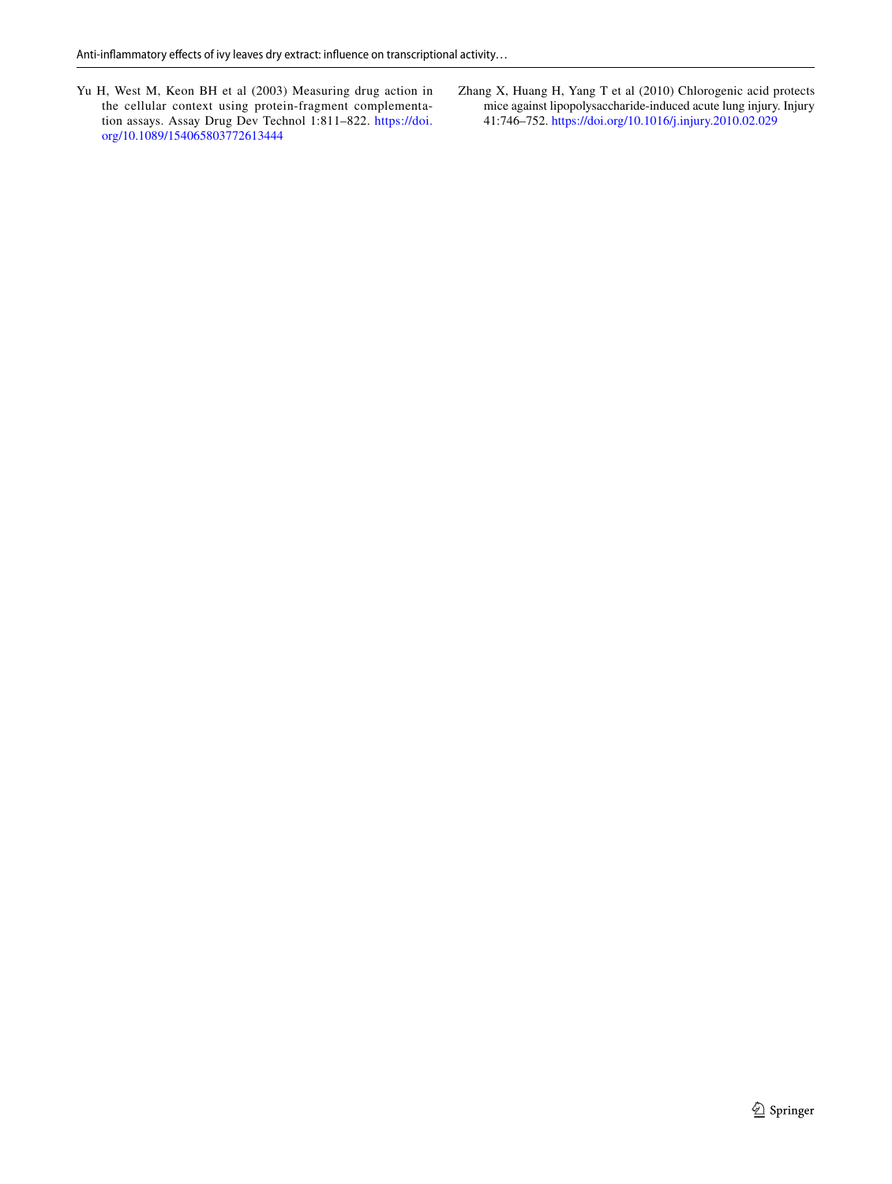Yu H, West M, Keon BH et al (2003) Measuring drug action in the cellular context using protein-fragment complementation assays. Assay Drug Dev Technol 1:811–822. https://doi.org/10.1089/154065803772613444

Zhang X, Huang H, Yang T et al (2010) Chlorogenic acid protects mice against lipopolysaccharide-induced acute lung injury. Injury 41:746–752. https://doi.org/10.1016/j.injury.2010.02.029